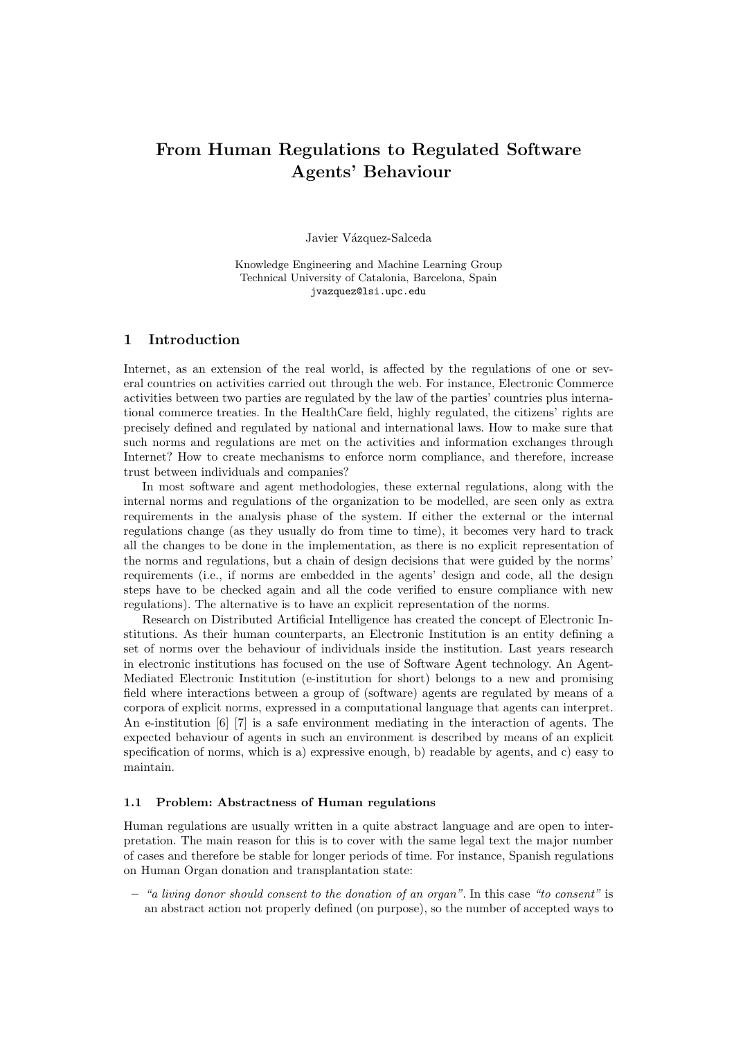# From Human Regulations to Regulated Software Agents' Behaviour

Javier Vázquez-Salceda

Knowledge Engineering and Machine Learning Group
Technical University of Catalonia, Barcelona, Spain
jvazquez@lsi.upc.edu

## 1 Introduction

Internet, as an extension of the real world, is affected by the regulations of one or several countries on activities carried out through the web. For instance, Electronic Commerce activities between two parties are regulated by the law of the parties' countries plus international commerce treaties. In the HealthCare field, highly regulated, the citizens' rights are precisely defined and regulated by national and international laws. How to make sure that such norms and regulations are met on the activities and information exchanges through Internet? How to create mechanisms to enforce norm compliance, and therefore, increase trust between individuals and companies?

In most software and agent methodologies, these external regulations, along with the internal norms and regulations of the organization to be modelled, are seen only as extra requirements in the analysis phase of the system. If either the external or the internal regulations change (as they usually do from time to time), it becomes very hard to track all the changes to be done in the implementation, as there is no explicit representation of the norms and regulations, but a chain of design decisions that were guided by the norms' requirements (i.e., if norms are embedded in the agents' design and code, all the design steps have to be checked again and all the code verified to ensure compliance with new regulations). The alternative is to have an explicit representation of the norms.

Research on Distributed Artificial Intelligence has created the concept of Electronic Institutions. As their human counterparts, an Electronic Institution is an entity defining a set of norms over the behaviour of individuals inside the institution. Last years research in electronic institutions has focused on the use of Software Agent technology. An Agent-Mediated Electronic Institution (e-institution for short) belongs to a new and promising field where interactions between a group of (software) agents are regulated by means of a corpora of explicit norms, expressed in a computational language that agents can interpret. An e-institution [6] [7] is a safe environment mediating in the interaction of agents. The expected behaviour of agents in such an environment is described by means of an explicit specification of norms, which is a) expressive enough, b) readable by agents, and c) easy to maintain.

### 1.1 Problem: Abstractness of Human regulations

Human regulations are usually written in a quite abstract language and are open to interpretation. The main reason for this is to cover with the same legal text the major number of cases and therefore be stable for longer periods of time. For instance, Spanish regulations on Human Organ donation and transplantation state:

– *"a living donor should consent to the donation of an organ"*. In this case *"to consent"* is an abstract action not properly defined (on purpose), so the number of accepted ways to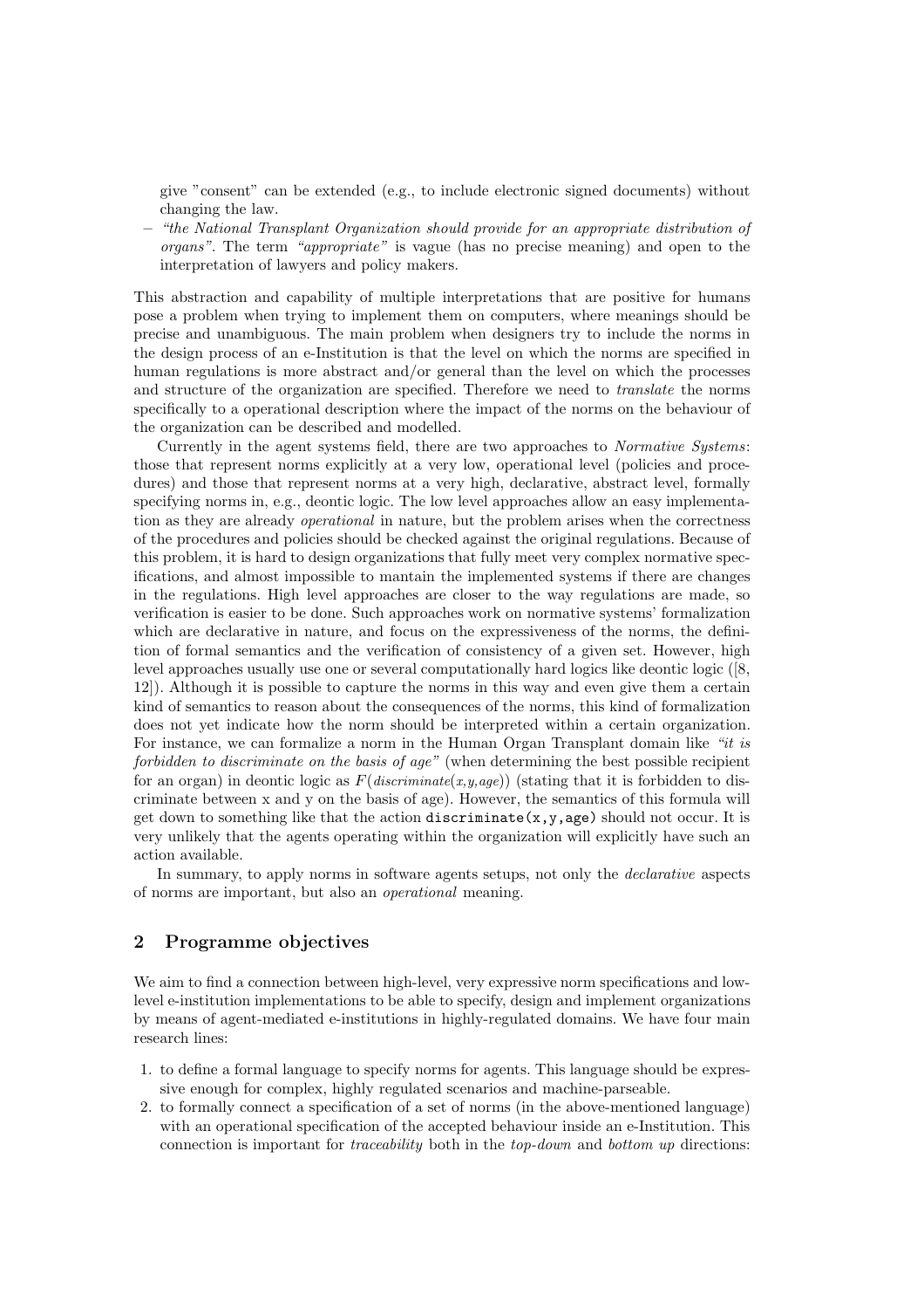give "consent" can be extended (e.g., to include electronic signed documents) without changing the law.

- *"the National Transplant Organization should provide for an appropriate distribution of organs"*. The term *"appropriate"* is vague (has no precise meaning) and open to the interpretation of lawyers and policy makers.

This abstraction and capability of multiple interpretations that are positive for humans pose a problem when trying to implement them on computers, where meanings should be precise and unambiguous. The main problem when designers try to include the norms in the design process of an e-Institution is that the level on which the norms are specified in human regulations is more abstract and/or general than the level on which the processes and structure of the organization are specified. Therefore we need to *translate* the norms specifically to a operational description where the impact of the norms on the behaviour of the organization can be described and modelled.

Currently in the agent systems field, there are two approaches to *Normative Systems*: those that represent norms explicitly at a very low, operational level (policies and procedures) and those that represent norms at a very high, declarative, abstract level, formally specifying norms in, e.g., deontic logic. The low level approaches allow an easy implementation as they are already *operational* in nature, but the problem arises when the correctness of the procedures and policies should be checked against the original regulations. Because of this problem, it is hard to design organizations that fully meet very complex normative specifications, and almost impossible to mantain the implemented systems if there are changes in the regulations. High level approaches are closer to the way regulations are made, so verification is easier to be done. Such approaches work on normative systems' formalization which are declarative in nature, and focus on the expressiveness of the norms, the definition of formal semantics and the verification of consistency of a given set. However, high level approaches usually use one or several computationally hard logics like deontic logic ([8, 12]). Although it is possible to capture the norms in this way and even give them a certain kind of semantics to reason about the consequences of the norms, this kind of formalization does not yet indicate how the norm should be interpreted within a certain organization. For instance, we can formalize a norm in the Human Organ Transplant domain like *"it is forbidden to discriminate on the basis of age"* (when determining the best possible recipient for an organ) in deontic logic as $F(discriminate(x,y,age))$ (stating that it is forbidden to discriminate between x and y on the basis of age). However, the semantics of this formula will get down to something like that the action `discriminate(x,y,age)` should not occur. It is very unlikely that the agents operating within the organization will explicitly have such an action available.

In summary, to apply norms in software agents setups, not only the *declarative* aspects of norms are important, but also an *operational* meaning.

## 2 Programme objectives

We aim to find a connection between high-level, very expressive norm specifications and low-level e-institution implementations to be able to specify, design and implement organizations by means of agent-mediated e-institutions in highly-regulated domains. We have four main research lines:

1. to define a formal language to specify norms for agents. This language should be expressive enough for complex, highly regulated scenarios and machine-parseable.
2. to formally connect a specification of a set of norms (in the above-mentioned language) with an operational specification of the accepted behaviour inside an e-Institution. This connection is important for *traceability* both in the *top-down* and *bottom up* directions: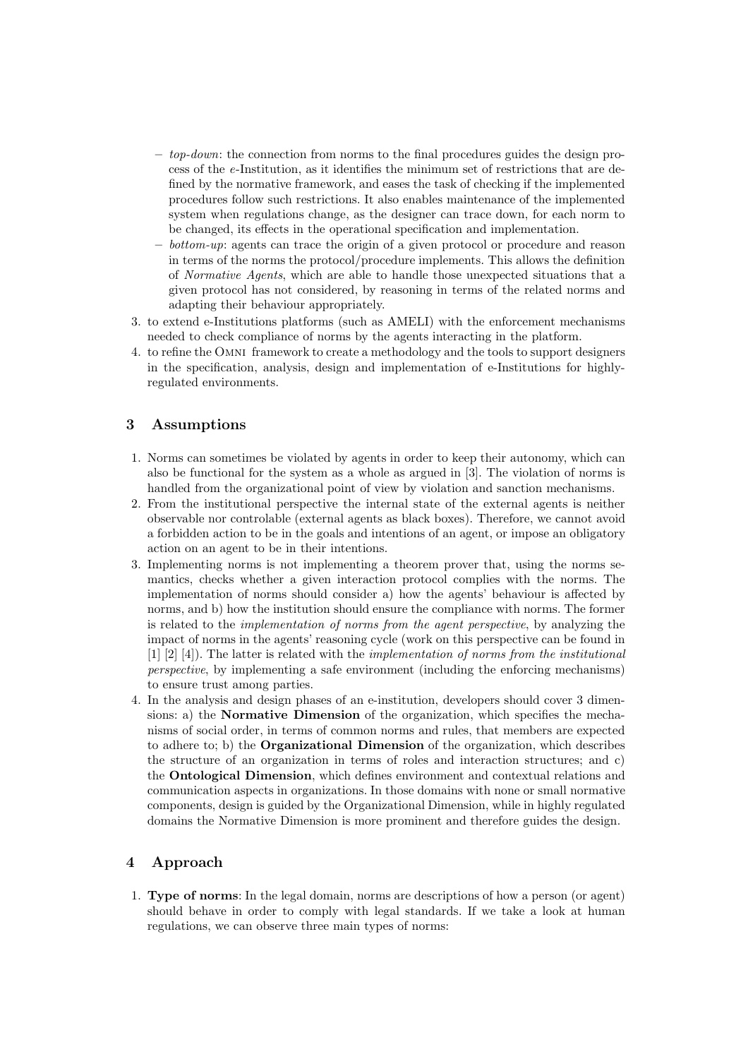- *top-down*: the connection from norms to the final procedures guides the design process of the *e*-Institution, as it identifies the minimum set of restrictions that are defined by the normative framework, and eases the task of checking if the implemented procedures follow such restrictions. It also enables maintenance of the implemented system when regulations change, as the designer can trace down, for each norm to be changed, its effects in the operational specification and implementation.
   - *bottom-up*: agents can trace the origin of a given protocol or procedure and reason in terms of the norms the protocol/procedure implements. This allows the definition of *Normative Agents*, which are able to handle those unexpected situations that a given protocol has not considered, by reasoning in terms of the related norms and adapting their behaviour appropriately.
3. to extend e-Institutions platforms (such as AMELI) with the enforcement mechanisms needed to check compliance of norms by the agents interacting in the platform.
4. to refine the OMNI framework to create a methodology and the tools to support designers in the specification, analysis, design and implementation of e-Institutions for highly-regulated environments.

## 3 Assumptions

1. Norms can sometimes be violated by agents in order to keep their autonomy, which can also be functional for the system as a whole as argued in [3]. The violation of norms is handled from the organizational point of view by violation and sanction mechanisms.
2. From the institutional perspective the internal state of the external agents is neither observable nor controlable (external agents as black boxes). Therefore, we cannot avoid a forbidden action to be in the goals and intentions of an agent, or impose an obligatory action on an agent to be in their intentions.
3. Implementing norms is not implementing a theorem prover that, using the norms semantics, checks whether a given interaction protocol complies with the norms. The implementation of norms should consider a) how the agents' behaviour is affected by norms, and b) how the institution should ensure the compliance with norms. The former is related to the *implementation of norms from the agent perspective*, by analyzing the impact of norms in the agents' reasoning cycle (work on this perspective can be found in [1] [2] [4]). The latter is related with the *implementation of norms from the institutional perspective*, by implementing a safe environment (including the enforcing mechanisms) to ensure trust among parties.
4. In the analysis and design phases of an e-institution, developers should cover 3 dimensions: a) the **Normative Dimension** of the organization, which specifies the mechanisms of social order, in terms of common norms and rules, that members are expected to adhere to; b) the **Organizational Dimension** of the organization, which describes the structure of an organization in terms of roles and interaction structures; and c) the **Ontological Dimension**, which defines environment and contextual relations and communication aspects in organizations. In those domains with none or small normative components, design is guided by the Organizational Dimension, while in highly regulated domains the Normative Dimension is more prominent and therefore guides the design.

## 4 Approach

1. **Type of norms**: In the legal domain, norms are descriptions of how a person (or agent) should behave in order to comply with legal standards. If we take a look at human regulations, we can observe three main types of norms: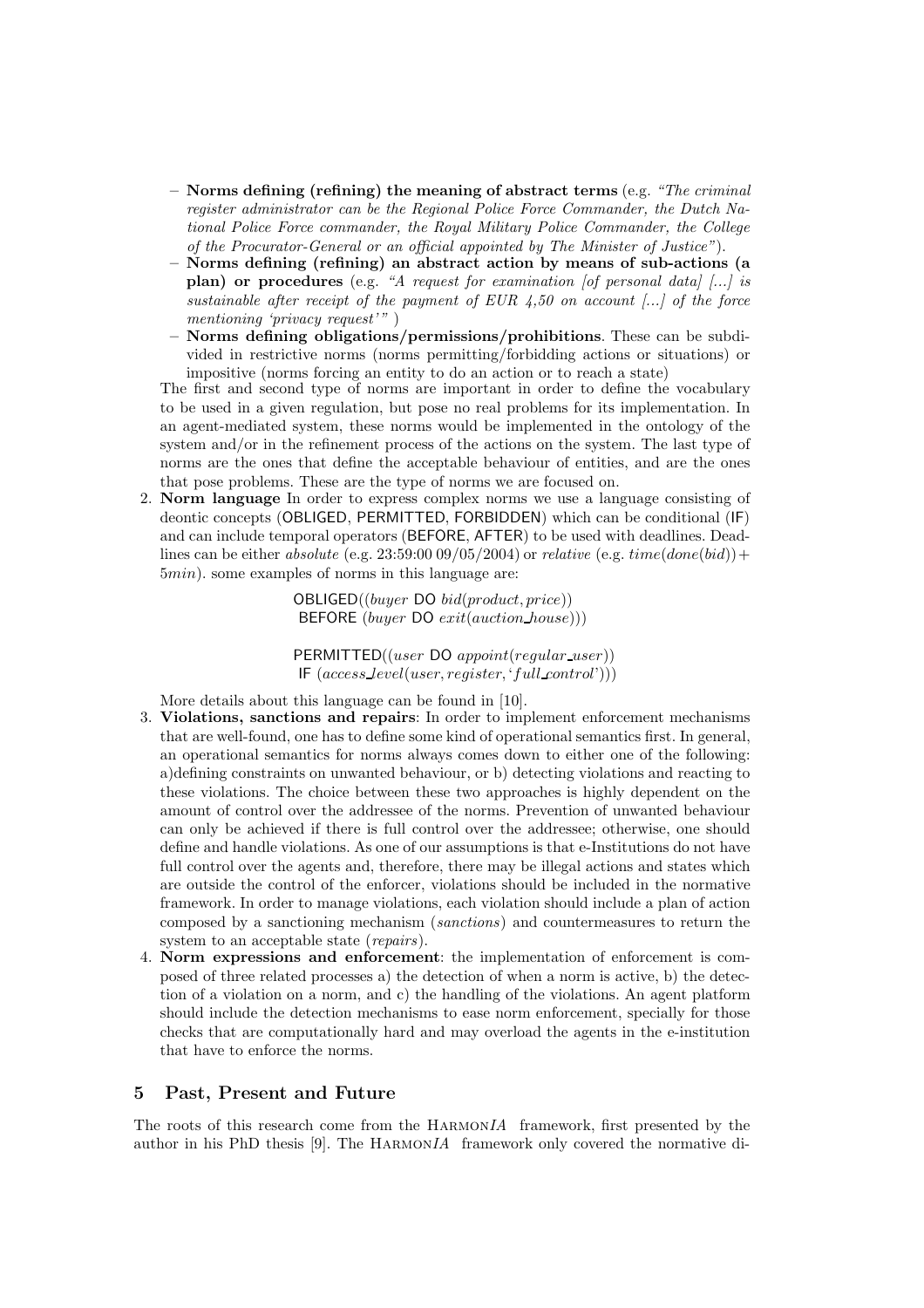– **Norms defining (refining) the meaning of abstract terms** (e.g. *"The criminal register administrator can be the Regional Police Force Commander, the Dutch National Police Force commander, the Royal Military Police Commander, the College of the Procurator-General or an official appointed by The Minister of Justice"*).
– **Norms defining (refining) an abstract action by means of sub-actions (a plan) or procedures** (e.g. *"A request for examination [of personal data] [...] is sustainable after receipt of the payment of EUR 4,50 on account [...] of the force mentioning 'privacy request'"* )
– **Norms defining obligations/permissions/prohibitions**. These can be subdivided in restrictive norms (norms permitting/forbidding actions or situations) or impositive (norms forcing an entity to do an action or to reach a state)

The first and second type of norms are important in order to define the vocabulary to be used in a given regulation, but pose no real problems for its implementation. In an agent-mediated system, these norms would be implemented in the ontology of the system and/or in the refinement process of the actions on the system. The last type of norms are the ones that define the acceptable behaviour of entities, and are the ones that pose problems. These are the type of norms we are focused on.

2. **Norm language** In order to express complex norms we use a language consisting of deontic concepts (OBLIGED, PERMITTED, FORBIDDEN) which can be conditional (IF) and can include temporal operators (BEFORE, AFTER) to be used with deadlines. Deadlines can be either *absolute* (e.g. 23:59:00 09/05/2004) or *relative* (e.g. $time(done(bid)) + 5min$). some examples of norms in this language are:

$$\mathsf{OBLIGED}((buyer \; \mathsf{DO} \; bid(product, price)) \; \mathsf{BEFORE} \; (buyer \; \mathsf{DO} \; exit(auction\_house)))$$

$$\mathsf{PERMITTED}((user \; \mathsf{DO} \; appoint(regular\_user)) \; \mathsf{IF} \; (access\_level(user, register, \text{`}full\_control\text{'})))$$

More details about this language can be found in [10].

3. **Violations, sanctions and repairs**: In order to implement enforcement mechanisms that are well-found, one has to define some kind of operational semantics first. In general, an operational semantics for norms always comes down to either one of the following: a)defining constraints on unwanted behaviour, or b) detecting violations and reacting to these violations. The choice between these two approaches is highly dependent on the amount of control over the addressee of the norms. Prevention of unwanted behaviour can only be achieved if there is full control over the addressee; otherwise, one should define and handle violations. As one of our assumptions is that e-Institutions do not have full control over the agents and, therefore, there may be illegal actions and states which are outside the control of the enforcer, violations should be included in the normative framework. In order to manage violations, each violation should include a plan of action composed by a sanctioning mechanism (*sanctions*) and countermeasures to return the system to an acceptable state (*repairs*).

4. **Norm expressions and enforcement**: the implementation of enforcement is composed of three related processes a) the detection of when a norm is active, b) the detection of a violation on a norm, and c) the handling of the violations. An agent platform should include the detection mechanisms to ease norm enforcement, specially for those checks that are computationally hard and may overload the agents in the e-institution that have to enforce the norms.

## 5 Past, Present and Future

The roots of this research come from the HARMON*IA* framework, first presented by the author in his PhD thesis [9]. The HARMON*IA* framework only covered the normative di-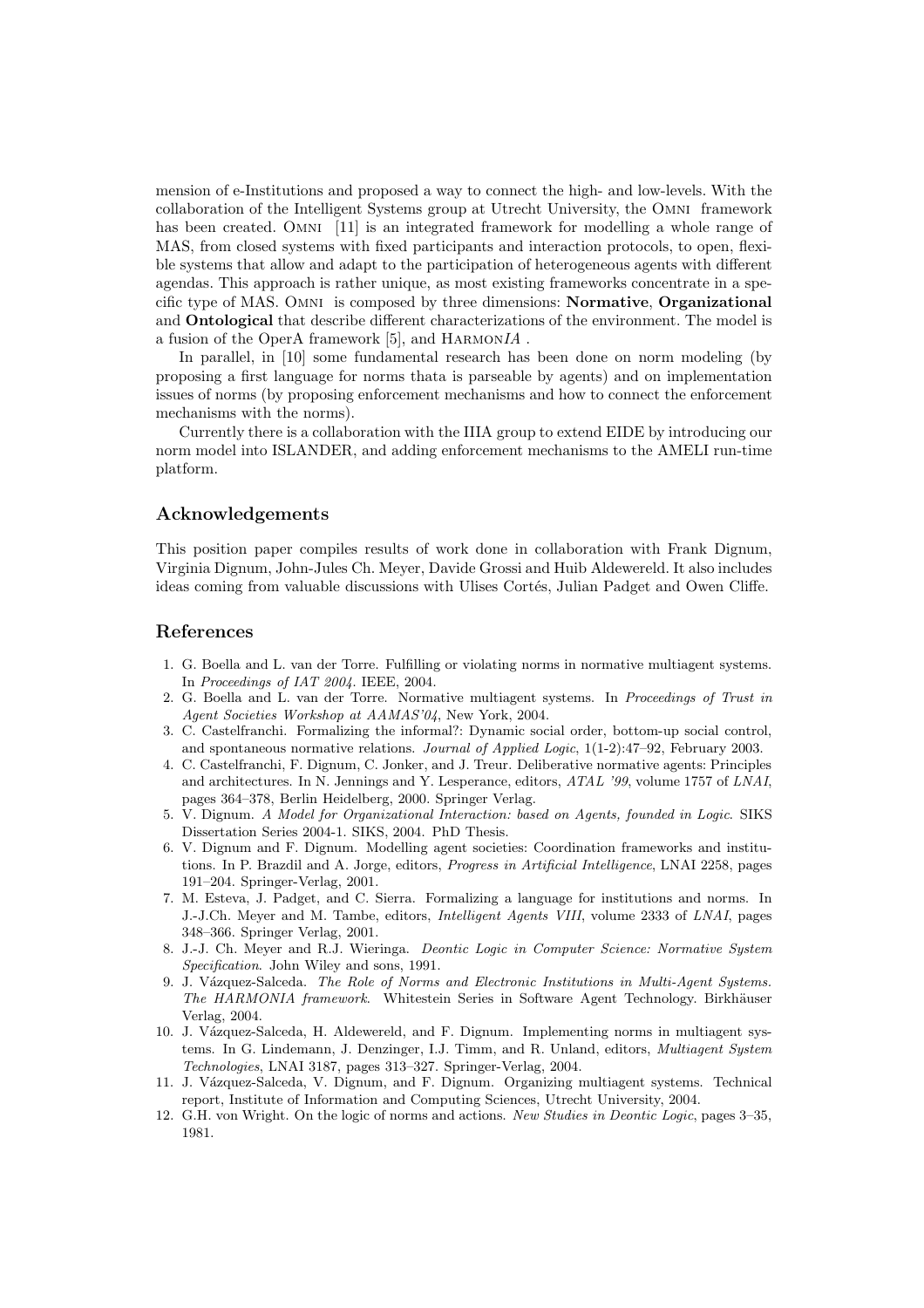mension of e-Institutions and proposed a way to connect the high- and low-levels. With the collaboration of the Intelligent Systems group at Utrecht University, the OMNI framework has been created. OMNI [11] is an integrated framework for modelling a whole range of MAS, from closed systems with fixed participants and interaction protocols, to open, flexible systems that allow and adapt to the participation of heterogeneous agents with different agendas. This approach is rather unique, as most existing frameworks concentrate in a specific type of MAS. OMNI is composed by three dimensions: **Normative**, **Organizational** and **Ontological** that describe different characterizations of the environment. The model is a fusion of the OperA framework [5], and HARMON*IA* .

In parallel, in [10] some fundamental research has been done on norm modeling (by proposing a first language for norms thata is parseable by agents) and on implementation issues of norms (by proposing enforcement mechanisms and how to connect the enforcement mechanisms with the norms).

Currently there is a collaboration with the IIIA group to extend EIDE by introducing our norm model into ISLANDER, and adding enforcement mechanisms to the AMELI run-time platform.

## Acknowledgements

This position paper compiles results of work done in collaboration with Frank Dignum, Virginia Dignum, John-Jules Ch. Meyer, Davide Grossi and Huib Aldewereld. It also includes ideas coming from valuable discussions with Ulises Cortés, Julian Padget and Owen Cliffe.

## References

1. G. Boella and L. van der Torre. Fulfilling or violating norms in normative multiagent systems. In *Proceedings of IAT 2004*. IEEE, 2004.
2. G. Boella and L. van der Torre. Normative multiagent systems. In *Proceedings of Trust in Agent Societies Workshop at AAMAS'04*, New York, 2004.
3. C. Castelfranchi. Formalizing the informal?: Dynamic social order, bottom-up social control, and spontaneous normative relations. *Journal of Applied Logic*, 1(1-2):47–92, February 2003.
4. C. Castelfranchi, F. Dignum, C. Jonker, and J. Treur. Deliberative normative agents: Principles and architectures. In N. Jennings and Y. Lesperance, editors, *ATAL '99*, volume 1757 of *LNAI*, pages 364–378, Berlin Heidelberg, 2000. Springer Verlag.
5. V. Dignum. *A Model for Organizational Interaction: based on Agents, founded in Logic*. SIKS Dissertation Series 2004-1. SIKS, 2004. PhD Thesis.
6. V. Dignum and F. Dignum. Modelling agent societies: Coordination frameworks and institutions. In P. Brazdil and A. Jorge, editors, *Progress in Artificial Intelligence*, LNAI 2258, pages 191–204. Springer-Verlag, 2001.
7. M. Esteva, J. Padget, and C. Sierra. Formalizing a language for institutions and norms. In J.-J.Ch. Meyer and M. Tambe, editors, *Intelligent Agents VIII*, volume 2333 of *LNAI*, pages 348–366. Springer Verlag, 2001.
8. J.-J. Ch. Meyer and R.J. Wieringa. *Deontic Logic in Computer Science: Normative System Specification*. John Wiley and sons, 1991.
9. J. Vázquez-Salceda. *The Role of Norms and Electronic Institutions in Multi-Agent Systems. The HARMONIA framework*. Whitestein Series in Software Agent Technology. Birkhäuser Verlag, 2004.
10. J. Vázquez-Salceda, H. Aldewereld, and F. Dignum. Implementing norms in multiagent systems. In G. Lindemann, J. Denzinger, I.J. Timm, and R. Unland, editors, *Multiagent System Technologies*, LNAI 3187, pages 313–327. Springer-Verlag, 2004.
11. J. Vázquez-Salceda, V. Dignum, and F. Dignum. Organizing multiagent systems. Technical report, Institute of Information and Computing Sciences, Utrecht University, 2004.
12. G.H. von Wright. On the logic of norms and actions. *New Studies in Deontic Logic*, pages 3–35, 1981.